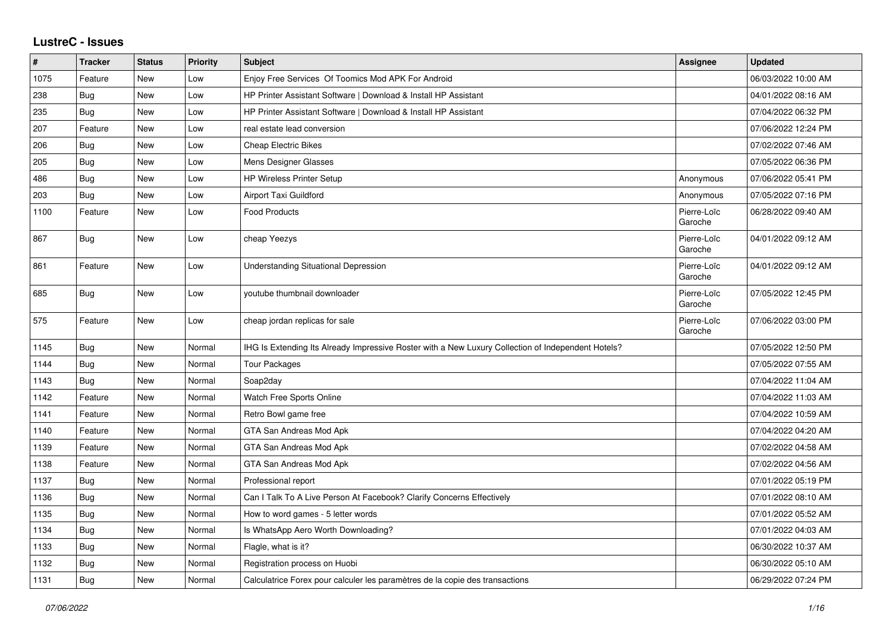## LustreC - Issues

| # | Tracker | Status | Priority | Subject | Assignee | Updated |
|---|---|---|---|---|---|---|
| 1075 | Feature | New | Low | Enjoy Free Services Of Toomics Mod APK For Android | | 06/03/2022 10:00 AM |
| 238 | Bug | New | Low | HP Printer Assistant Software \| Download & Install HP Assistant | | 04/01/2022 08:16 AM |
| 235 | Bug | New | Low | HP Printer Assistant Software \| Download & Install HP Assistant | | 07/04/2022 06:32 PM |
| 207 | Feature | New | Low | real estate lead conversion | | 07/06/2022 12:24 PM |
| 206 | Bug | New | Low | Cheap Electric Bikes | | 07/02/2022 07:46 AM |
| 205 | Bug | New | Low | Mens Designer Glasses | | 07/05/2022 06:36 PM |
| 486 | Bug | New | Low | HP Wireless Printer Setup | Anonymous | 07/06/2022 05:41 PM |
| 203 | Bug | New | Low | Airport Taxi Guildford | Anonymous | 07/05/2022 07:16 PM |
| 1100 | Feature | New | Low | Food Products | Pierre-Loïc Garoche | 06/28/2022 09:40 AM |
| 867 | Bug | New | Low | cheap Yeezys | Pierre-Loïc Garoche | 04/01/2022 09:12 AM |
| 861 | Feature | New | Low | Understanding Situational Depression | Pierre-Loïc Garoche | 04/01/2022 09:12 AM |
| 685 | Bug | New | Low | youtube thumbnail downloader | Pierre-Loïc Garoche | 07/05/2022 12:45 PM |
| 575 | Feature | New | Low | cheap jordan replicas for sale | Pierre-Loïc Garoche | 07/06/2022 03:00 PM |
| 1145 | Bug | New | Normal | IHG Is Extending Its Already Impressive Roster with a New Luxury Collection of Independent Hotels? | | 07/05/2022 12:50 PM |
| 1144 | Bug | New | Normal | Tour Packages | | 07/05/2022 07:55 AM |
| 1143 | Bug | New | Normal | Soap2day | | 07/04/2022 11:04 AM |
| 1142 | Feature | New | Normal | Watch Free Sports Online | | 07/04/2022 11:03 AM |
| 1141 | Feature | New | Normal | Retro Bowl game free | | 07/04/2022 10:59 AM |
| 1140 | Feature | New | Normal | GTA San Andreas Mod Apk | | 07/04/2022 04:20 AM |
| 1139 | Feature | New | Normal | GTA San Andreas Mod Apk | | 07/02/2022 04:58 AM |
| 1138 | Feature | New | Normal | GTA San Andreas Mod Apk | | 07/02/2022 04:56 AM |
| 1137 | Bug | New | Normal | Professional report | | 07/01/2022 05:19 PM |
| 1136 | Bug | New | Normal | Can I Talk To A Live Person At Facebook? Clarify Concerns Effectively | | 07/01/2022 08:10 AM |
| 1135 | Bug | New | Normal | How to word games - 5 letter words | | 07/01/2022 05:52 AM |
| 1134 | Bug | New | Normal | Is WhatsApp Aero Worth Downloading? | | 07/01/2022 04:03 AM |
| 1133 | Bug | New | Normal | Flagle, what is it? | | 06/30/2022 10:37 AM |
| 1132 | Bug | New | Normal | Registration process on Huobi | | 06/30/2022 05:10 AM |
| 1131 | Bug | New | Normal | Calculatrice Forex pour calculer les paramètres de la copie des transactions | | 06/29/2022 07:24 PM |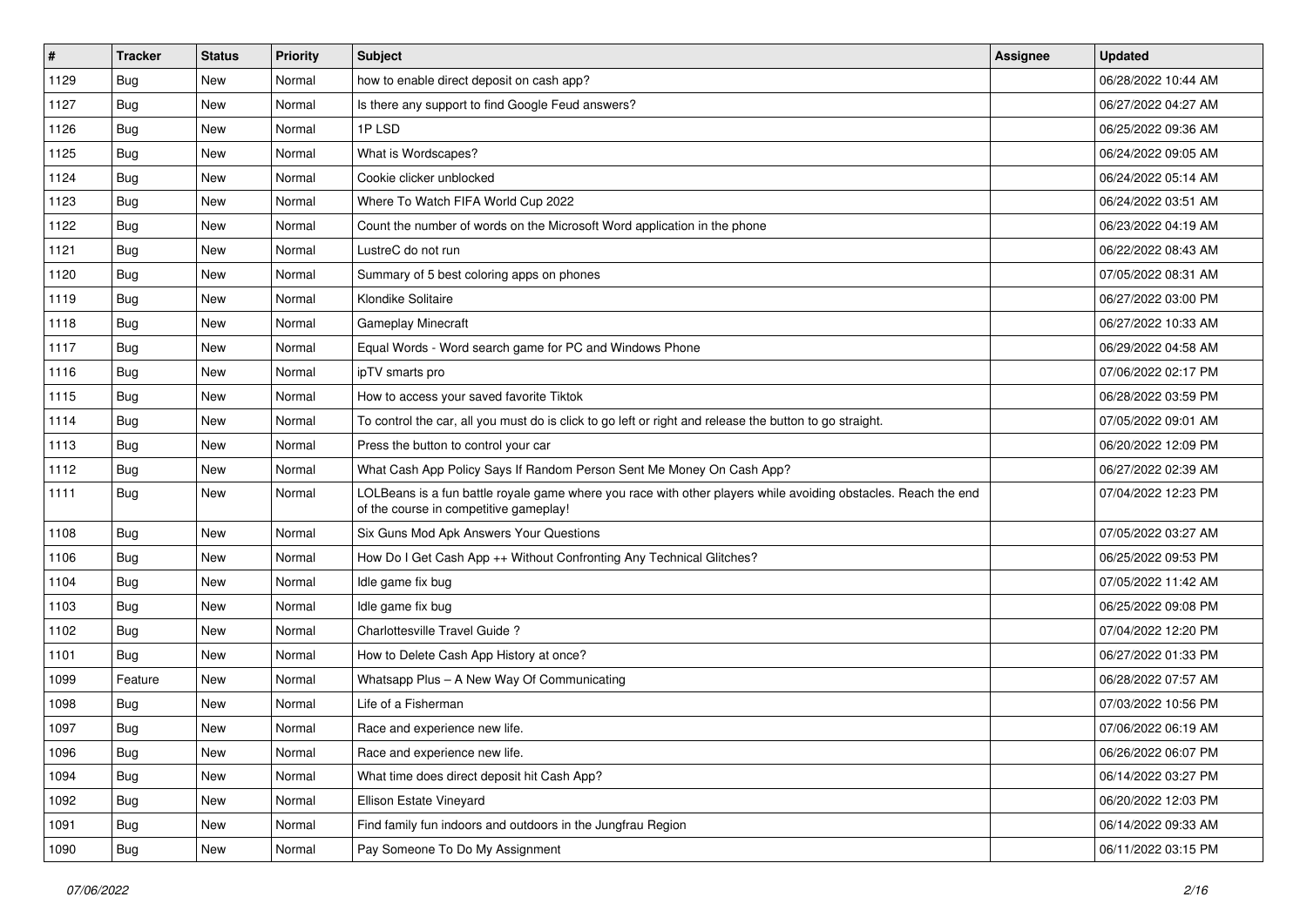| # | Tracker | Status | Priority | Subject | Assignee | Updated |
|---|---|---|---|---|---|---|
| 1129 | Bug | New | Normal | how to enable direct deposit on cash app? | | 06/28/2022 10:44 AM |
| 1127 | Bug | New | Normal | Is there any support to find Google Feud answers? | | 06/27/2022 04:27 AM |
| 1126 | Bug | New | Normal | 1P LSD | | 06/25/2022 09:36 AM |
| 1125 | Bug | New | Normal | What is Wordscapes? | | 06/24/2022 09:05 AM |
| 1124 | Bug | New | Normal | Cookie clicker unblocked | | 06/24/2022 05:14 AM |
| 1123 | Bug | New | Normal | Where To Watch FIFA World Cup 2022 | | 06/24/2022 03:51 AM |
| 1122 | Bug | New | Normal | Count the number of words on the Microsoft Word application in the phone | | 06/23/2022 04:19 AM |
| 1121 | Bug | New | Normal | LustreC do not run | | 06/22/2022 08:43 AM |
| 1120 | Bug | New | Normal | Summary of 5 best coloring apps on phones | | 07/05/2022 08:31 AM |
| 1119 | Bug | New | Normal | Klondike Solitaire | | 06/27/2022 03:00 PM |
| 1118 | Bug | New | Normal | Gameplay Minecraft | | 06/27/2022 10:33 AM |
| 1117 | Bug | New | Normal | Equal Words - Word search game for PC and Windows Phone | | 06/29/2022 04:58 AM |
| 1116 | Bug | New | Normal | ipTV smarts pro | | 07/06/2022 02:17 PM |
| 1115 | Bug | New | Normal | How to access your saved favorite Tiktok | | 06/28/2022 03:59 PM |
| 1114 | Bug | New | Normal | To control the car, all you must do is click to go left or right and release the button to go straight. | | 07/05/2022 09:01 AM |
| 1113 | Bug | New | Normal | Press the button to control your car | | 06/20/2022 12:09 PM |
| 1112 | Bug | New | Normal | What Cash App Policy Says If Random Person Sent Me Money On Cash App? | | 06/27/2022 02:39 AM |
| 1111 | Bug | New | Normal | LOLBeans is a fun battle royale game where you race with other players while avoiding obstacles. Reach the end of the course in competitive gameplay! | | 07/04/2022 12:23 PM |
| 1108 | Bug | New | Normal | Six Guns Mod Apk Answers Your Questions | | 07/05/2022 03:27 AM |
| 1106 | Bug | New | Normal | How Do I Get Cash App ++ Without Confronting Any Technical Glitches? | | 06/25/2022 09:53 PM |
| 1104 | Bug | New | Normal | Idle game fix bug | | 07/05/2022 11:42 AM |
| 1103 | Bug | New | Normal | Idle game fix bug | | 06/25/2022 09:08 PM |
| 1102 | Bug | New | Normal | Charlottesville Travel Guide ? | | 07/04/2022 12:20 PM |
| 1101 | Bug | New | Normal | How to Delete Cash App History at once? | | 06/27/2022 01:33 PM |
| 1099 | Feature | New | Normal | Whatsapp Plus – A New Way Of Communicating | | 06/28/2022 07:57 AM |
| 1098 | Bug | New | Normal | Life of a Fisherman | | 07/03/2022 10:56 PM |
| 1097 | Bug | New | Normal | Race and experience new life. | | 07/06/2022 06:19 AM |
| 1096 | Bug | New | Normal | Race and experience new life. | | 06/26/2022 06:07 PM |
| 1094 | Bug | New | Normal | What time does direct deposit hit Cash App? | | 06/14/2022 03:27 PM |
| 1092 | Bug | New | Normal | Ellison Estate Vineyard | | 06/20/2022 12:03 PM |
| 1091 | Bug | New | Normal | Find family fun indoors and outdoors in the Jungfrau Region | | 06/14/2022 09:33 AM |
| 1090 | Bug | New | Normal | Pay Someone To Do My Assignment | | 06/11/2022 03:15 PM |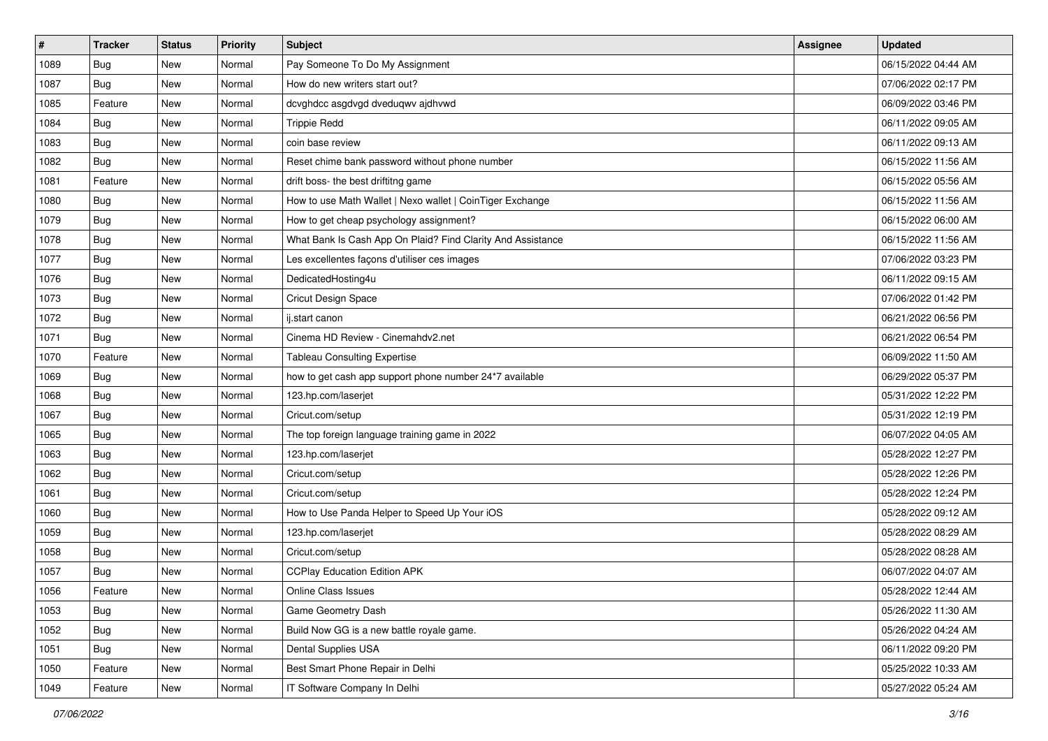| # | Tracker | Status | Priority | Subject | Assignee | Updated |
|---|---|---|---|---|---|---|
| 1089 | Bug | New | Normal | Pay Someone To Do My Assignment | | 06/15/2022 04:44 AM |
| 1087 | Bug | New | Normal | How do new writers start out? | | 07/06/2022 02:17 PM |
| 1085 | Feature | New | Normal | dcvghdcc asgdvgd dveduqwv ajdhvwd | | 06/09/2022 03:46 PM |
| 1084 | Bug | New | Normal | Trippie Redd | | 06/11/2022 09:05 AM |
| 1083 | Bug | New | Normal | coin base review | | 06/11/2022 09:13 AM |
| 1082 | Bug | New | Normal | Reset chime bank password without phone number | | 06/15/2022 11:56 AM |
| 1081 | Feature | New | Normal | drift boss- the best driftitng game | | 06/15/2022 05:56 AM |
| 1080 | Bug | New | Normal | How to use Math Wallet \| Nexo wallet \| CoinTiger Exchange | | 06/15/2022 11:56 AM |
| 1079 | Bug | New | Normal | How to get cheap psychology assignment? | | 06/15/2022 06:00 AM |
| 1078 | Bug | New | Normal | What Bank Is Cash App On Plaid? Find Clarity And Assistance | | 06/15/2022 11:56 AM |
| 1077 | Bug | New | Normal | Les excellentes façons d'utiliser ces images | | 07/06/2022 03:23 PM |
| 1076 | Bug | New | Normal | DedicatedHosting4u | | 06/11/2022 09:15 AM |
| 1073 | Bug | New | Normal | Cricut Design Space | | 07/06/2022 01:42 PM |
| 1072 | Bug | New | Normal | ij.start canon | | 06/21/2022 06:56 PM |
| 1071 | Bug | New | Normal | Cinema HD Review - Cinemahdv2.net | | 06/21/2022 06:54 PM |
| 1070 | Feature | New | Normal | Tableau Consulting Expertise | | 06/09/2022 11:50 AM |
| 1069 | Bug | New | Normal | how to get cash app support phone number 24*7 available | | 06/29/2022 05:37 PM |
| 1068 | Bug | New | Normal | 123.hp.com/laserjet | | 05/31/2022 12:22 PM |
| 1067 | Bug | New | Normal | Cricut.com/setup | | 05/31/2022 12:19 PM |
| 1065 | Bug | New | Normal | The top foreign language training game in 2022 | | 06/07/2022 04:05 AM |
| 1063 | Bug | New | Normal | 123.hp.com/laserjet | | 05/28/2022 12:27 PM |
| 1062 | Bug | New | Normal | Cricut.com/setup | | 05/28/2022 12:26 PM |
| 1061 | Bug | New | Normal | Cricut.com/setup | | 05/28/2022 12:24 PM |
| 1060 | Bug | New | Normal | How to Use Panda Helper to Speed Up Your iOS | | 05/28/2022 09:12 AM |
| 1059 | Bug | New | Normal | 123.hp.com/laserjet | | 05/28/2022 08:29 AM |
| 1058 | Bug | New | Normal | Cricut.com/setup | | 05/28/2022 08:28 AM |
| 1057 | Bug | New | Normal | CCPlay Education Edition APK | | 06/07/2022 04:07 AM |
| 1056 | Feature | New | Normal | Online Class Issues | | 05/28/2022 12:44 AM |
| 1053 | Bug | New | Normal | Game Geometry Dash | | 05/26/2022 11:30 AM |
| 1052 | Bug | New | Normal | Build Now GG is a new battle royale game. | | 05/26/2022 04:24 AM |
| 1051 | Bug | New | Normal | Dental Supplies USA | | 06/11/2022 09:20 PM |
| 1050 | Feature | New | Normal | Best Smart Phone Repair in Delhi | | 05/25/2022 10:33 AM |
| 1049 | Feature | New | Normal | IT Software Company In Delhi | | 05/27/2022 05:24 AM |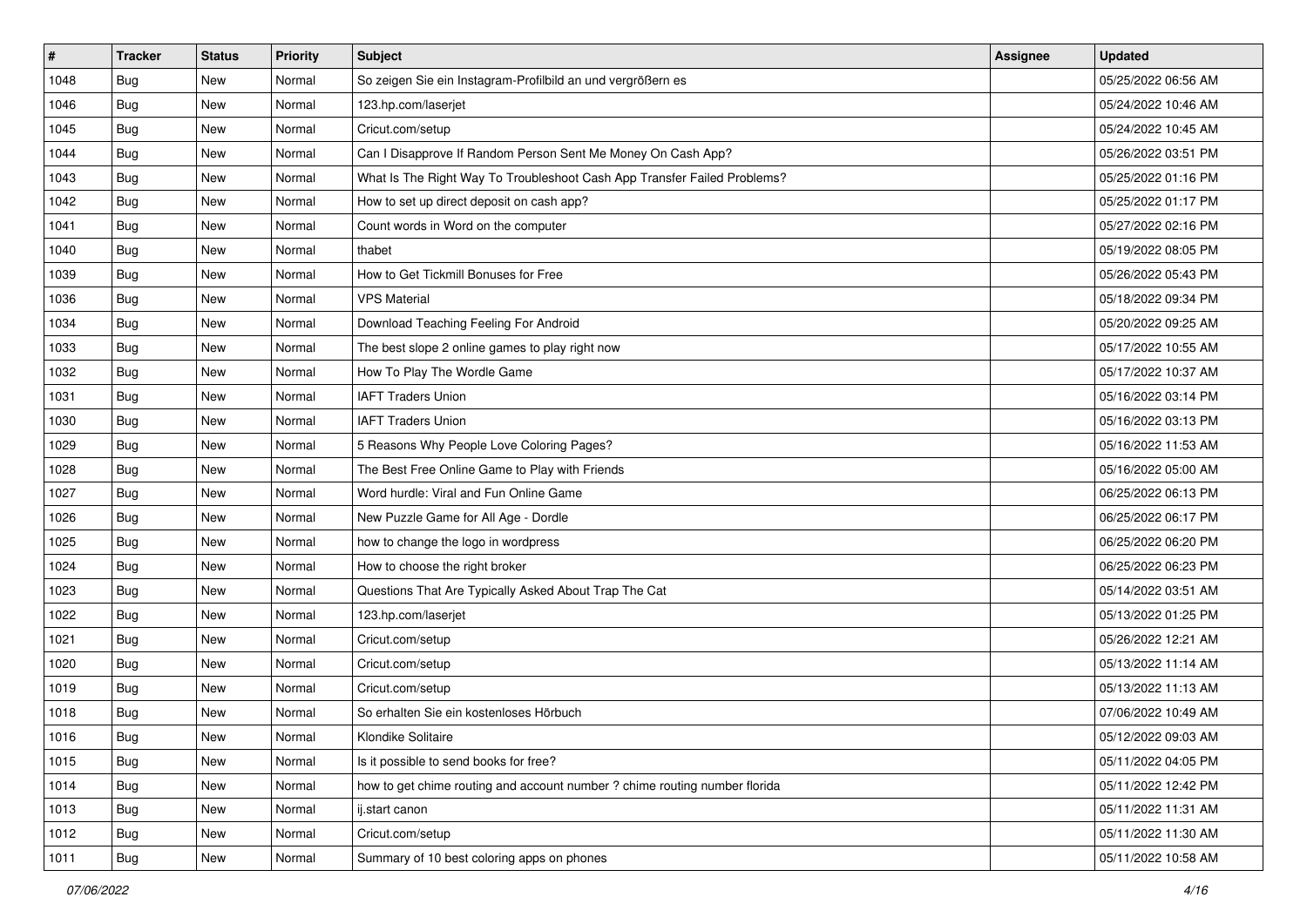| # | Tracker | Status | Priority | Subject | Assignee | Updated |
| --- | --- | --- | --- | --- | --- | --- |
| 1048 | Bug | New | Normal | So zeigen Sie ein Instagram-Profilbild an und vergrößern es | | 05/25/2022 06:56 AM |
| 1046 | Bug | New | Normal | 123.hp.com/laserjet | | 05/24/2022 10:46 AM |
| 1045 | Bug | New | Normal | Cricut.com/setup | | 05/24/2022 10:45 AM |
| 1044 | Bug | New | Normal | Can I Disapprove If Random Person Sent Me Money On Cash App? | | 05/26/2022 03:51 PM |
| 1043 | Bug | New | Normal | What Is The Right Way To Troubleshoot Cash App Transfer Failed Problems? | | 05/25/2022 01:16 PM |
| 1042 | Bug | New | Normal | How to set up direct deposit on cash app? | | 05/25/2022 01:17 PM |
| 1041 | Bug | New | Normal | Count words in Word on the computer | | 05/27/2022 02:16 PM |
| 1040 | Bug | New | Normal | thabet | | 05/19/2022 08:05 PM |
| 1039 | Bug | New | Normal | How to Get Tickmill Bonuses for Free | | 05/26/2022 05:43 PM |
| 1036 | Bug | New | Normal | VPS Material | | 05/18/2022 09:34 PM |
| 1034 | Bug | New | Normal | Download Teaching Feeling For Android | | 05/20/2022 09:25 AM |
| 1033 | Bug | New | Normal | The best slope 2 online games to play right now | | 05/17/2022 10:55 AM |
| 1032 | Bug | New | Normal | How To Play The Wordle Game | | 05/17/2022 10:37 AM |
| 1031 | Bug | New | Normal | IAFT Traders Union | | 05/16/2022 03:14 PM |
| 1030 | Bug | New | Normal | IAFT Traders Union | | 05/16/2022 03:13 PM |
| 1029 | Bug | New | Normal | 5 Reasons Why People Love Coloring Pages? | | 05/16/2022 11:53 AM |
| 1028 | Bug | New | Normal | The Best Free Online Game to Play with Friends | | 05/16/2022 05:00 AM |
| 1027 | Bug | New | Normal | Word hurdle: Viral and Fun Online Game | | 06/25/2022 06:13 PM |
| 1026 | Bug | New | Normal | New Puzzle Game for All Age - Dordle | | 06/25/2022 06:17 PM |
| 1025 | Bug | New | Normal | how to change the logo in wordpress | | 06/25/2022 06:20 PM |
| 1024 | Bug | New | Normal | How to choose the right broker | | 06/25/2022 06:23 PM |
| 1023 | Bug | New | Normal | Questions That Are Typically Asked About Trap The Cat | | 05/14/2022 03:51 AM |
| 1022 | Bug | New | Normal | 123.hp.com/laserjet | | 05/13/2022 01:25 PM |
| 1021 | Bug | New | Normal | Cricut.com/setup | | 05/26/2022 12:21 AM |
| 1020 | Bug | New | Normal | Cricut.com/setup | | 05/13/2022 11:14 AM |
| 1019 | Bug | New | Normal | Cricut.com/setup | | 05/13/2022 11:13 AM |
| 1018 | Bug | New | Normal | So erhalten Sie ein kostenloses Hörbuch | | 07/06/2022 10:49 AM |
| 1016 | Bug | New | Normal | Klondike Solitaire | | 05/12/2022 09:03 AM |
| 1015 | Bug | New | Normal | Is it possible to send books for free? | | 05/11/2022 04:05 PM |
| 1014 | Bug | New | Normal | how to get chime routing and account number ? chime routing number florida | | 05/11/2022 12:42 PM |
| 1013 | Bug | New | Normal | ij.start canon | | 05/11/2022 11:31 AM |
| 1012 | Bug | New | Normal | Cricut.com/setup | | 05/11/2022 11:30 AM |
| 1011 | Bug | New | Normal | Summary of 10 best coloring apps on phones | | 05/11/2022 10:58 AM |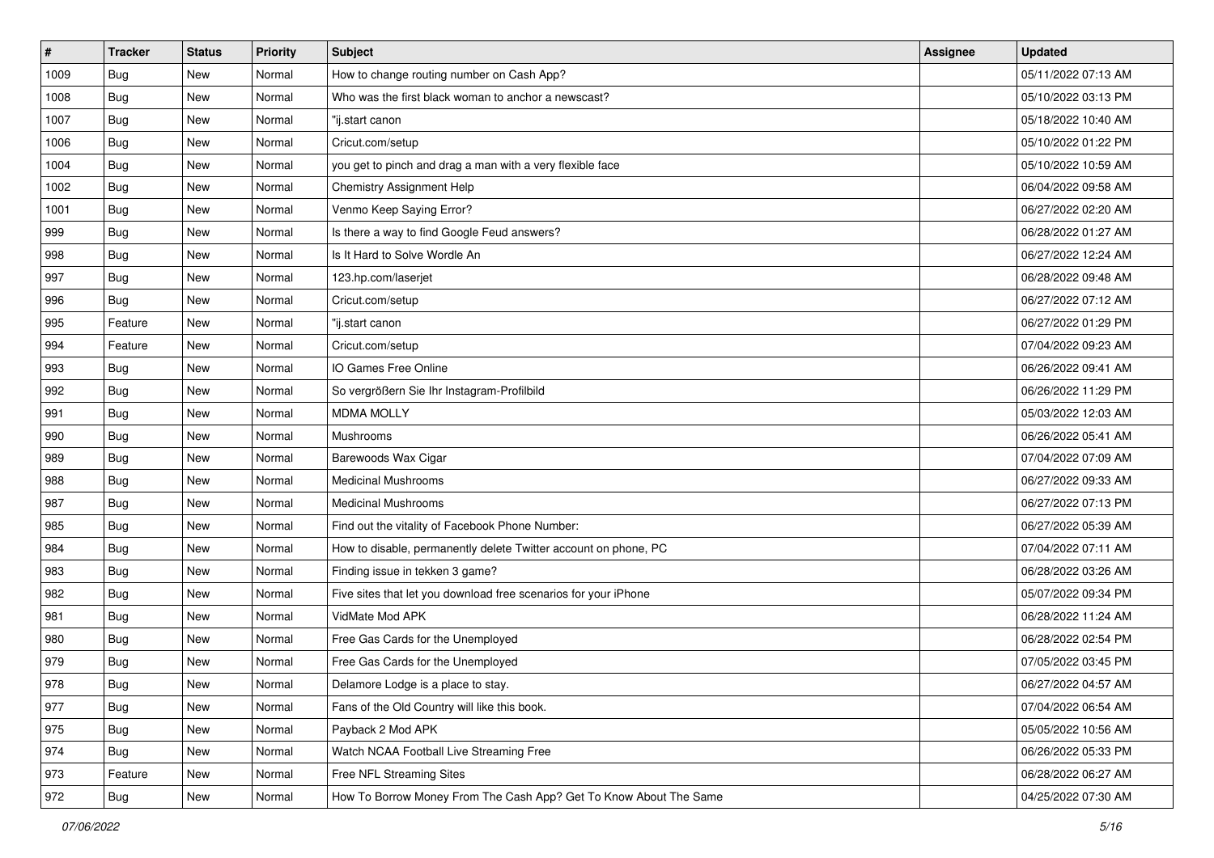| # | Tracker | Status | Priority | Subject | Assignee | Updated |
|---|---|---|---|---|---|---|
| 1009 | Bug | New | Normal | How to change routing number on Cash App? | | 05/11/2022 07:13 AM |
| 1008 | Bug | New | Normal | Who was the first black woman to anchor a newscast? | | 05/10/2022 03:13 PM |
| 1007 | Bug | New | Normal | "ij.start canon | | 05/18/2022 10:40 AM |
| 1006 | Bug | New | Normal | Cricut.com/setup | | 05/10/2022 01:22 PM |
| 1004 | Bug | New | Normal | you get to pinch and drag a man with a very flexible face | | 05/10/2022 10:59 AM |
| 1002 | Bug | New | Normal | Chemistry Assignment Help | | 06/04/2022 09:58 AM |
| 1001 | Bug | New | Normal | Venmo Keep Saying Error? | | 06/27/2022 02:20 AM |
| 999 | Bug | New | Normal | Is there a way to find Google Feud answers? | | 06/28/2022 01:27 AM |
| 998 | Bug | New | Normal | Is It Hard to Solve Wordle An | | 06/27/2022 12:24 AM |
| 997 | Bug | New | Normal | 123.hp.com/laserjet | | 06/28/2022 09:48 AM |
| 996 | Bug | New | Normal | Cricut.com/setup | | 06/27/2022 07:12 AM |
| 995 | Feature | New | Normal | "ij.start canon | | 06/27/2022 01:29 PM |
| 994 | Feature | New | Normal | Cricut.com/setup | | 07/04/2022 09:23 AM |
| 993 | Bug | New | Normal | IO Games Free Online | | 06/26/2022 09:41 AM |
| 992 | Bug | New | Normal | So vergrößern Sie Ihr Instagram-Profilbild | | 06/26/2022 11:29 PM |
| 991 | Bug | New | Normal | MDMA MOLLY | | 05/03/2022 12:03 AM |
| 990 | Bug | New | Normal | Mushrooms | | 06/26/2022 05:41 AM |
| 989 | Bug | New | Normal | Barewoods Wax Cigar | | 07/04/2022 07:09 AM |
| 988 | Bug | New | Normal | Medicinal Mushrooms | | 06/27/2022 09:33 AM |
| 987 | Bug | New | Normal | Medicinal Mushrooms | | 06/27/2022 07:13 PM |
| 985 | Bug | New | Normal | Find out the vitality of Facebook Phone Number: | | 06/27/2022 05:39 AM |
| 984 | Bug | New | Normal | How to disable, permanently delete Twitter account on phone, PC | | 07/04/2022 07:11 AM |
| 983 | Bug | New | Normal | Finding issue in tekken 3 game? | | 06/28/2022 03:26 AM |
| 982 | Bug | New | Normal | Five sites that let you download free scenarios for your iPhone | | 05/07/2022 09:34 PM |
| 981 | Bug | New | Normal | VidMate Mod APK | | 06/28/2022 11:24 AM |
| 980 | Bug | New | Normal | Free Gas Cards for the Unemployed | | 06/28/2022 02:54 PM |
| 979 | Bug | New | Normal | Free Gas Cards for the Unemployed | | 07/05/2022 03:45 PM |
| 978 | Bug | New | Normal | Delamore Lodge is a place to stay. | | 06/27/2022 04:57 AM |
| 977 | Bug | New | Normal | Fans of the Old Country will like this book. | | 07/04/2022 06:54 AM |
| 975 | Bug | New | Normal | Payback 2 Mod APK | | 05/05/2022 10:56 AM |
| 974 | Bug | New | Normal | Watch NCAA Football Live Streaming Free | | 06/26/2022 05:33 PM |
| 973 | Feature | New | Normal | Free NFL Streaming Sites | | 06/28/2022 06:27 AM |
| 972 | Bug | New | Normal | How To Borrow Money From The Cash App? Get To Know About The Same | | 04/25/2022 07:30 AM |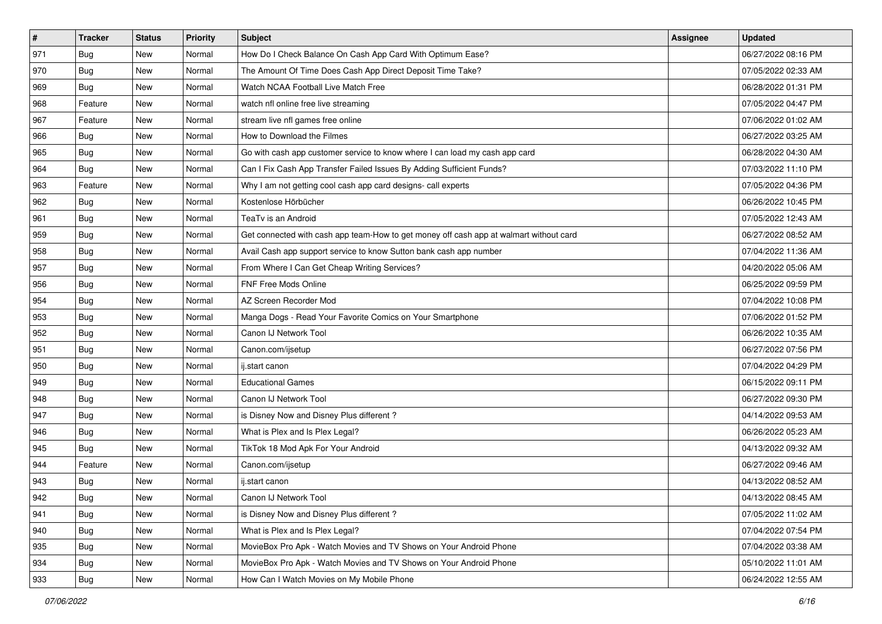| # | Tracker | Status | Priority | Subject | Assignee | Updated |
|---|---|---|---|---|---|---|
| 971 | Bug | New | Normal | How Do I Check Balance On Cash App Card With Optimum Ease? | | 06/27/2022 08:16 PM |
| 970 | Bug | New | Normal | The Amount Of Time Does Cash App Direct Deposit Time Take? | | 07/05/2022 02:33 AM |
| 969 | Bug | New | Normal | Watch NCAA Football Live Match Free | | 06/28/2022 01:31 PM |
| 968 | Feature | New | Normal | watch nfl online free live streaming | | 07/05/2022 04:47 PM |
| 967 | Feature | New | Normal | stream live nfl games free online | | 07/06/2022 01:02 AM |
| 966 | Bug | New | Normal | How to Download the Filmes | | 06/27/2022 03:25 AM |
| 965 | Bug | New | Normal | Go with cash app customer service to know where I can load my cash app card | | 06/28/2022 04:30 AM |
| 964 | Bug | New | Normal | Can I Fix Cash App Transfer Failed Issues By Adding Sufficient Funds? | | 07/03/2022 11:10 PM |
| 963 | Feature | New | Normal | Why I am not getting cool cash app card designs- call experts | | 07/05/2022 04:36 PM |
| 962 | Bug | New | Normal | Kostenlose Hörbücher | | 06/26/2022 10:45 PM |
| 961 | Bug | New | Normal | TeaTv is an Android | | 07/05/2022 12:43 AM |
| 959 | Bug | New | Normal | Get connected with cash app team-How to get money off cash app at walmart without card | | 06/27/2022 08:52 AM |
| 958 | Bug | New | Normal | Avail Cash app support service to know Sutton bank cash app number | | 07/04/2022 11:36 AM |
| 957 | Bug | New | Normal | From Where I Can Get Cheap Writing Services? | | 04/20/2022 05:06 AM |
| 956 | Bug | New | Normal | FNF Free Mods Online | | 06/25/2022 09:59 PM |
| 954 | Bug | New | Normal | AZ Screen Recorder Mod | | 07/04/2022 10:08 PM |
| 953 | Bug | New | Normal | Manga Dogs - Read Your Favorite Comics on Your Smartphone | | 07/06/2022 01:52 PM |
| 952 | Bug | New | Normal | Canon IJ Network Tool | | 06/26/2022 10:35 AM |
| 951 | Bug | New | Normal | Canon.com/ijsetup | | 06/27/2022 07:56 PM |
| 950 | Bug | New | Normal | ij.start canon | | 07/04/2022 04:29 PM |
| 949 | Bug | New | Normal | Educational Games | | 06/15/2022 09:11 PM |
| 948 | Bug | New | Normal | Canon IJ Network Tool | | 06/27/2022 09:30 PM |
| 947 | Bug | New | Normal | is Disney Now and Disney Plus different ? | | 04/14/2022 09:53 AM |
| 946 | Bug | New | Normal | What is Plex and Is Plex Legal? | | 06/26/2022 05:23 AM |
| 945 | Bug | New | Normal | TikTok 18 Mod Apk For Your Android | | 04/13/2022 09:32 AM |
| 944 | Feature | New | Normal | Canon.com/ijsetup | | 06/27/2022 09:46 AM |
| 943 | Bug | New | Normal | ij.start canon | | 04/13/2022 08:52 AM |
| 942 | Bug | New | Normal | Canon IJ Network Tool | | 04/13/2022 08:45 AM |
| 941 | Bug | New | Normal | is Disney Now and Disney Plus different ? | | 07/05/2022 11:02 AM |
| 940 | Bug | New | Normal | What is Plex and Is Plex Legal? | | 07/04/2022 07:54 PM |
| 935 | Bug | New | Normal | MovieBox Pro Apk - Watch Movies and TV Shows on Your Android Phone | | 07/04/2022 03:38 AM |
| 934 | Bug | New | Normal | MovieBox Pro Apk - Watch Movies and TV Shows on Your Android Phone | | 05/10/2022 11:01 AM |
| 933 | Bug | New | Normal | How Can I Watch Movies on My Mobile Phone | | 06/24/2022 12:55 AM |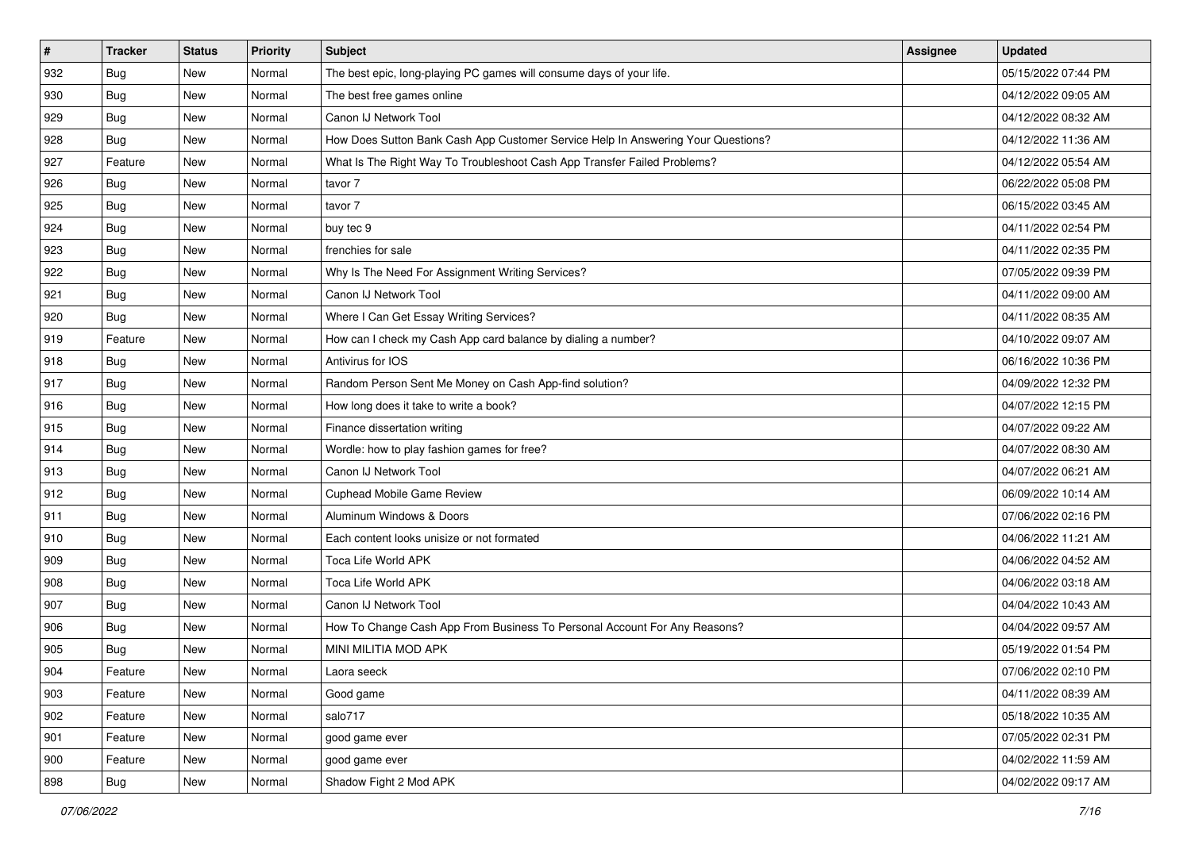| # | Tracker | Status | Priority | Subject | Assignee | Updated |
|---|---|---|---|---|---|---|
| 932 | Bug | New | Normal | The best epic, long-playing PC games will consume days of your life. | | 05/15/2022 07:44 PM |
| 930 | Bug | New | Normal | The best free games online | | 04/12/2022 09:05 AM |
| 929 | Bug | New | Normal | Canon IJ Network Tool | | 04/12/2022 08:32 AM |
| 928 | Bug | New | Normal | How Does Sutton Bank Cash App Customer Service Help In Answering Your Questions? | | 04/12/2022 11:36 AM |
| 927 | Feature | New | Normal | What Is The Right Way To Troubleshoot Cash App Transfer Failed Problems? | | 04/12/2022 05:54 AM |
| 926 | Bug | New | Normal | tavor 7 | | 06/22/2022 05:08 PM |
| 925 | Bug | New | Normal | tavor 7 | | 06/15/2022 03:45 AM |
| 924 | Bug | New | Normal | buy tec 9 | | 04/11/2022 02:54 PM |
| 923 | Bug | New | Normal | frenchies for sale | | 04/11/2022 02:35 PM |
| 922 | Bug | New | Normal | Why Is The Need For Assignment Writing Services? | | 07/05/2022 09:39 PM |
| 921 | Bug | New | Normal | Canon IJ Network Tool | | 04/11/2022 09:00 AM |
| 920 | Bug | New | Normal | Where I Can Get Essay Writing Services? | | 04/11/2022 08:35 AM |
| 919 | Feature | New | Normal | How can I check my Cash App card balance by dialing a number? | | 04/10/2022 09:07 AM |
| 918 | Bug | New | Normal | Antivirus for IOS | | 06/16/2022 10:36 PM |
| 917 | Bug | New | Normal | Random Person Sent Me Money on Cash App-find solution? | | 04/09/2022 12:32 PM |
| 916 | Bug | New | Normal | How long does it take to write a book? | | 04/07/2022 12:15 PM |
| 915 | Bug | New | Normal | Finance dissertation writing | | 04/07/2022 09:22 AM |
| 914 | Bug | New | Normal | Wordle: how to play fashion games for free? | | 04/07/2022 08:30 AM |
| 913 | Bug | New | Normal | Canon IJ Network Tool | | 04/07/2022 06:21 AM |
| 912 | Bug | New | Normal | Cuphead Mobile Game Review | | 06/09/2022 10:14 AM |
| 911 | Bug | New | Normal | Aluminum Windows & Doors | | 07/06/2022 02:16 PM |
| 910 | Bug | New | Normal | Each content looks unisize or not formated | | 04/06/2022 11:21 AM |
| 909 | Bug | New | Normal | Toca Life World APK | | 04/06/2022 04:52 AM |
| 908 | Bug | New | Normal | Toca Life World APK | | 04/06/2022 03:18 AM |
| 907 | Bug | New | Normal | Canon IJ Network Tool | | 04/04/2022 10:43 AM |
| 906 | Bug | New | Normal | How To Change Cash App From Business To Personal Account For Any Reasons? | | 04/04/2022 09:57 AM |
| 905 | Bug | New | Normal | MINI MILITIA MOD APK | | 05/19/2022 01:54 PM |
| 904 | Feature | New | Normal | Laora seeck | | 07/06/2022 02:10 PM |
| 903 | Feature | New | Normal | Good game | | 04/11/2022 08:39 AM |
| 902 | Feature | New | Normal | salo717 | | 05/18/2022 10:35 AM |
| 901 | Feature | New | Normal | good game ever | | 07/05/2022 02:31 PM |
| 900 | Feature | New | Normal | good game ever | | 04/02/2022 11:59 AM |
| 898 | Bug | New | Normal | Shadow Fight 2 Mod APK | | 04/02/2022 09:17 AM |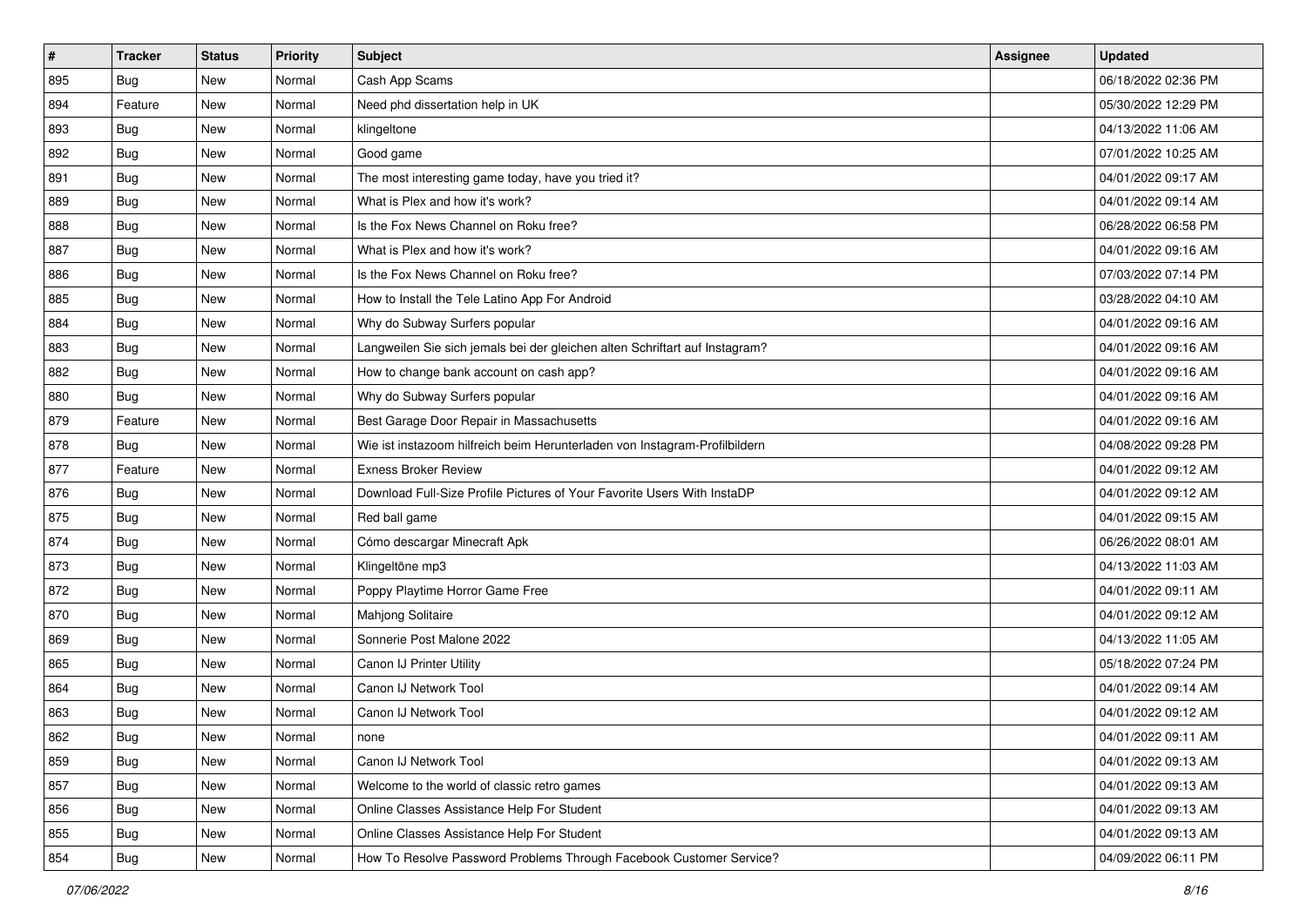| # | Tracker | Status | Priority | Subject | Assignee | Updated |
|---|---|---|---|---|---|---|
| 895 | Bug | New | Normal | Cash App Scams | | 06/18/2022 02:36 PM |
| 894 | Feature | New | Normal | Need phd dissertation help in UK | | 05/30/2022 12:29 PM |
| 893 | Bug | New | Normal | klingeltone | | 04/13/2022 11:06 AM |
| 892 | Bug | New | Normal | Good game | | 07/01/2022 10:25 AM |
| 891 | Bug | New | Normal | The most interesting game today, have you tried it? | | 04/01/2022 09:17 AM |
| 889 | Bug | New | Normal | What is Plex and how it's work? | | 04/01/2022 09:14 AM |
| 888 | Bug | New | Normal | Is the Fox News Channel on Roku free? | | 06/28/2022 06:58 PM |
| 887 | Bug | New | Normal | What is Plex and how it's work? | | 04/01/2022 09:16 AM |
| 886 | Bug | New | Normal | Is the Fox News Channel on Roku free? | | 07/03/2022 07:14 PM |
| 885 | Bug | New | Normal | How to Install the Tele Latino App For Android | | 03/28/2022 04:10 AM |
| 884 | Bug | New | Normal | Why do Subway Surfers popular | | 04/01/2022 09:16 AM |
| 883 | Bug | New | Normal | Langweilen Sie sich jemals bei der gleichen alten Schriftart auf Instagram? | | 04/01/2022 09:16 AM |
| 882 | Bug | New | Normal | How to change bank account on cash app? | | 04/01/2022 09:16 AM |
| 880 | Bug | New | Normal | Why do Subway Surfers popular | | 04/01/2022 09:16 AM |
| 879 | Feature | New | Normal | Best Garage Door Repair in Massachusetts | | 04/01/2022 09:16 AM |
| 878 | Bug | New | Normal | Wie ist instazoom hilfreich beim Herunterladen von Instagram-Profilbildern | | 04/08/2022 09:28 PM |
| 877 | Feature | New | Normal | Exness Broker Review | | 04/01/2022 09:12 AM |
| 876 | Bug | New | Normal | Download Full-Size Profile Pictures of Your Favorite Users With InstaDP | | 04/01/2022 09:12 AM |
| 875 | Bug | New | Normal | Red ball game | | 04/01/2022 09:15 AM |
| 874 | Bug | New | Normal | Cómo descargar Minecraft Apk | | 06/26/2022 08:01 AM |
| 873 | Bug | New | Normal | Klingeltöne mp3 | | 04/13/2022 11:03 AM |
| 872 | Bug | New | Normal | Poppy Playtime Horror Game Free | | 04/01/2022 09:11 AM |
| 870 | Bug | New | Normal | Mahjong Solitaire | | 04/01/2022 09:12 AM |
| 869 | Bug | New | Normal | Sonnerie Post Malone 2022 | | 04/13/2022 11:05 AM |
| 865 | Bug | New | Normal | Canon IJ Printer Utility | | 05/18/2022 07:24 PM |
| 864 | Bug | New | Normal | Canon IJ Network Tool | | 04/01/2022 09:14 AM |
| 863 | Bug | New | Normal | Canon IJ Network Tool | | 04/01/2022 09:12 AM |
| 862 | Bug | New | Normal | none | | 04/01/2022 09:11 AM |
| 859 | Bug | New | Normal | Canon IJ Network Tool | | 04/01/2022 09:13 AM |
| 857 | Bug | New | Normal | Welcome to the world of classic retro games | | 04/01/2022 09:13 AM |
| 856 | Bug | New | Normal | Online Classes Assistance Help For Student | | 04/01/2022 09:13 AM |
| 855 | Bug | New | Normal | Online Classes Assistance Help For Student | | 04/01/2022 09:13 AM |
| 854 | Bug | New | Normal | How To Resolve Password Problems Through Facebook Customer Service? | | 04/09/2022 06:11 PM |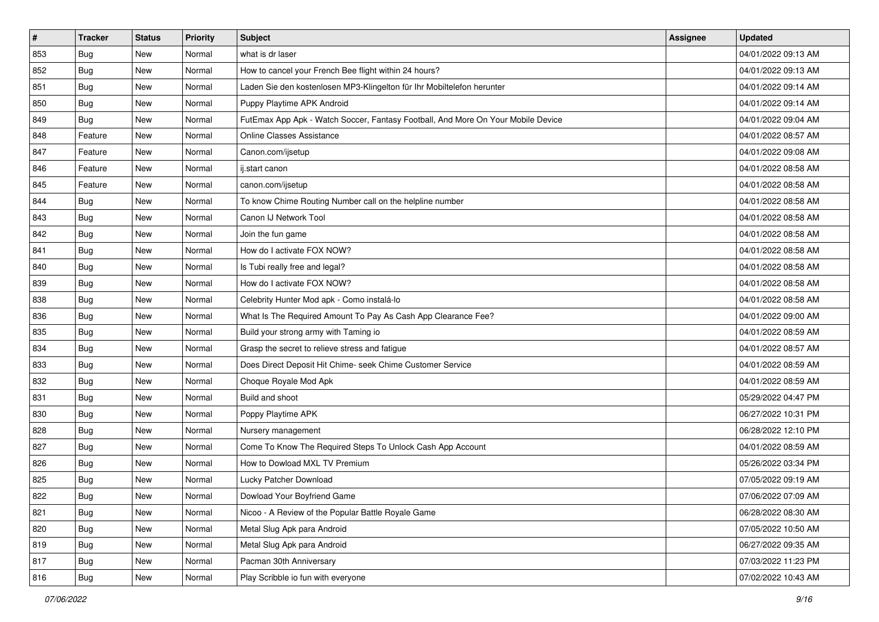| # | Tracker | Status | Priority | Subject | Assignee | Updated |
|---|---|---|---|---|---|---|
| 853 | Bug | New | Normal | what is dr laser | | 04/01/2022 09:13 AM |
| 852 | Bug | New | Normal | How to cancel your French Bee flight within 24 hours? | | 04/01/2022 09:13 AM |
| 851 | Bug | New | Normal | Laden Sie den kostenlosen MP3-Klingelton für Ihr Mobiltelefon herunter | | 04/01/2022 09:14 AM |
| 850 | Bug | New | Normal | Puppy Playtime APK Android | | 04/01/2022 09:14 AM |
| 849 | Bug | New | Normal | FutEmax App Apk - Watch Soccer, Fantasy Football, And More On Your Mobile Device | | 04/01/2022 09:04 AM |
| 848 | Feature | New | Normal | Online Classes Assistance | | 04/01/2022 08:57 AM |
| 847 | Feature | New | Normal | Canon.com/ijsetup | | 04/01/2022 09:08 AM |
| 846 | Feature | New | Normal | ij.start canon | | 04/01/2022 08:58 AM |
| 845 | Feature | New | Normal | canon.com/ijsetup | | 04/01/2022 08:58 AM |
| 844 | Bug | New | Normal | To know Chime Routing Number call on the helpline number | | 04/01/2022 08:58 AM |
| 843 | Bug | New | Normal | Canon IJ Network Tool | | 04/01/2022 08:58 AM |
| 842 | Bug | New | Normal | Join the fun game | | 04/01/2022 08:58 AM |
| 841 | Bug | New | Normal | How do I activate FOX NOW? | | 04/01/2022 08:58 AM |
| 840 | Bug | New | Normal | Is Tubi really free and legal? | | 04/01/2022 08:58 AM |
| 839 | Bug | New | Normal | How do I activate FOX NOW? | | 04/01/2022 08:58 AM |
| 838 | Bug | New | Normal | Celebrity Hunter Mod apk - Como instalá-lo | | 04/01/2022 08:58 AM |
| 836 | Bug | New | Normal | What Is The Required Amount To Pay As Cash App Clearance Fee? | | 04/01/2022 09:00 AM |
| 835 | Bug | New | Normal | Build your strong army with Taming io | | 04/01/2022 08:59 AM |
| 834 | Bug | New | Normal | Grasp the secret to relieve stress and fatigue | | 04/01/2022 08:57 AM |
| 833 | Bug | New | Normal | Does Direct Deposit Hit Chime- seek Chime Customer Service | | 04/01/2022 08:59 AM |
| 832 | Bug | New | Normal | Choque Royale Mod Apk | | 04/01/2022 08:59 AM |
| 831 | Bug | New | Normal | Build and shoot | | 05/29/2022 04:47 PM |
| 830 | Bug | New | Normal | Poppy Playtime APK | | 06/27/2022 10:31 PM |
| 828 | Bug | New | Normal | Nursery management | | 06/28/2022 12:10 PM |
| 827 | Bug | New | Normal | Come To Know The Required Steps To Unlock Cash App Account | | 04/01/2022 08:59 AM |
| 826 | Bug | New | Normal | How to Dowload MXL TV Premium | | 05/26/2022 03:34 PM |
| 825 | Bug | New | Normal | Lucky Patcher Download | | 07/05/2022 09:19 AM |
| 822 | Bug | New | Normal | Dowload Your Boyfriend Game | | 07/06/2022 07:09 AM |
| 821 | Bug | New | Normal | Nicoo - A Review of the Popular Battle Royale Game | | 06/28/2022 08:30 AM |
| 820 | Bug | New | Normal | Metal Slug Apk para Android | | 07/05/2022 10:50 AM |
| 819 | Bug | New | Normal | Metal Slug Apk para Android | | 06/27/2022 09:35 AM |
| 817 | Bug | New | Normal | Pacman 30th Anniversary | | 07/03/2022 11:23 PM |
| 816 | Bug | New | Normal | Play Scribble io fun with everyone | | 07/02/2022 10:43 AM |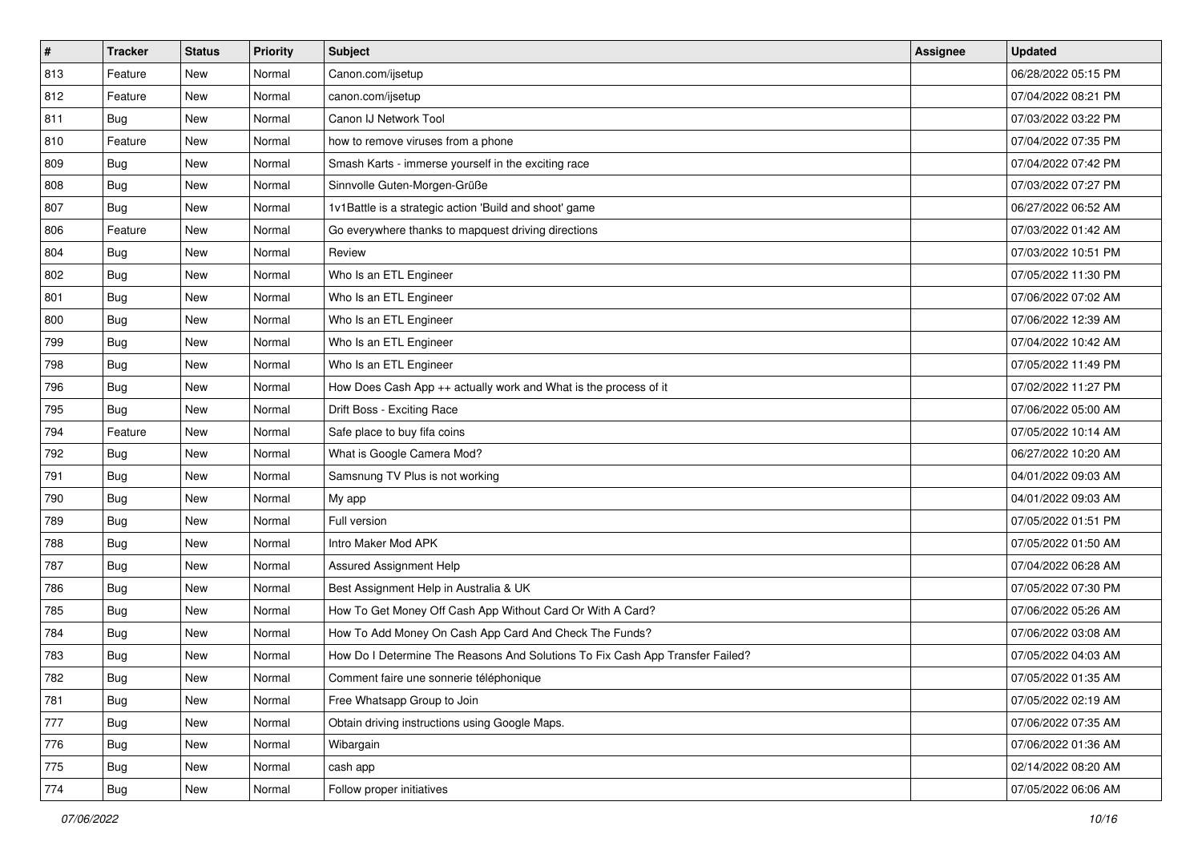| # | Tracker | Status | Priority | Subject | Assignee | Updated |
|---|---|---|---|---|---|---|
| 813 | Feature | New | Normal | Canon.com/ijsetup | | 06/28/2022 05:15 PM |
| 812 | Feature | New | Normal | canon.com/ijsetup | | 07/04/2022 08:21 PM |
| 811 | Bug | New | Normal | Canon IJ Network Tool | | 07/03/2022 03:22 PM |
| 810 | Feature | New | Normal | how to remove viruses from a phone | | 07/04/2022 07:35 PM |
| 809 | Bug | New | Normal | Smash Karts - immerse yourself in the exciting race | | 07/04/2022 07:42 PM |
| 808 | Bug | New | Normal | Sinnvolle Guten-Morgen-Grüße | | 07/03/2022 07:27 PM |
| 807 | Bug | New | Normal | 1v1Battle is a strategic action 'Build and shoot' game | | 06/27/2022 06:52 AM |
| 806 | Feature | New | Normal | Go everywhere thanks to mapquest driving directions | | 07/03/2022 01:42 AM |
| 804 | Bug | New | Normal | Review | | 07/03/2022 10:51 PM |
| 802 | Bug | New | Normal | Who Is an ETL Engineer | | 07/05/2022 11:30 PM |
| 801 | Bug | New | Normal | Who Is an ETL Engineer | | 07/06/2022 07:02 AM |
| 800 | Bug | New | Normal | Who Is an ETL Engineer | | 07/06/2022 12:39 AM |
| 799 | Bug | New | Normal | Who Is an ETL Engineer | | 07/04/2022 10:42 AM |
| 798 | Bug | New | Normal | Who Is an ETL Engineer | | 07/05/2022 11:49 PM |
| 796 | Bug | New | Normal | How Does Cash App ++ actually work and What is the process of it | | 07/02/2022 11:27 PM |
| 795 | Bug | New | Normal | Drift Boss - Exciting Race | | 07/06/2022 05:00 AM |
| 794 | Feature | New | Normal | Safe place to buy fifa coins | | 07/05/2022 10:14 AM |
| 792 | Bug | New | Normal | What is Google Camera Mod? | | 06/27/2022 10:20 AM |
| 791 | Bug | New | Normal | Samsnung TV Plus is not working | | 04/01/2022 09:03 AM |
| 790 | Bug | New | Normal | My app | | 04/01/2022 09:03 AM |
| 789 | Bug | New | Normal | Full version | | 07/05/2022 01:51 PM |
| 788 | Bug | New | Normal | Intro Maker Mod APK | | 07/05/2022 01:50 AM |
| 787 | Bug | New | Normal | Assured Assignment Help | | 07/04/2022 06:28 AM |
| 786 | Bug | New | Normal | Best Assignment Help in Australia & UK | | 07/05/2022 07:30 PM |
| 785 | Bug | New | Normal | How To Get Money Off Cash App Without Card Or With A Card? | | 07/06/2022 05:26 AM |
| 784 | Bug | New | Normal | How To Add Money On Cash App Card And Check The Funds? | | 07/06/2022 03:08 AM |
| 783 | Bug | New | Normal | How Do I Determine The Reasons And Solutions To Fix Cash App Transfer Failed? | | 07/05/2022 04:03 AM |
| 782 | Bug | New | Normal | Comment faire une sonnerie téléphonique | | 07/05/2022 01:35 AM |
| 781 | Bug | New | Normal | Free Whatsapp Group to Join | | 07/05/2022 02:19 AM |
| 777 | Bug | New | Normal | Obtain driving instructions using Google Maps. | | 07/06/2022 07:35 AM |
| 776 | Bug | New | Normal | Wibargain | | 07/06/2022 01:36 AM |
| 775 | Bug | New | Normal | cash app | | 02/14/2022 08:20 AM |
| 774 | Bug | New | Normal | Follow proper initiatives | | 07/05/2022 06:06 AM |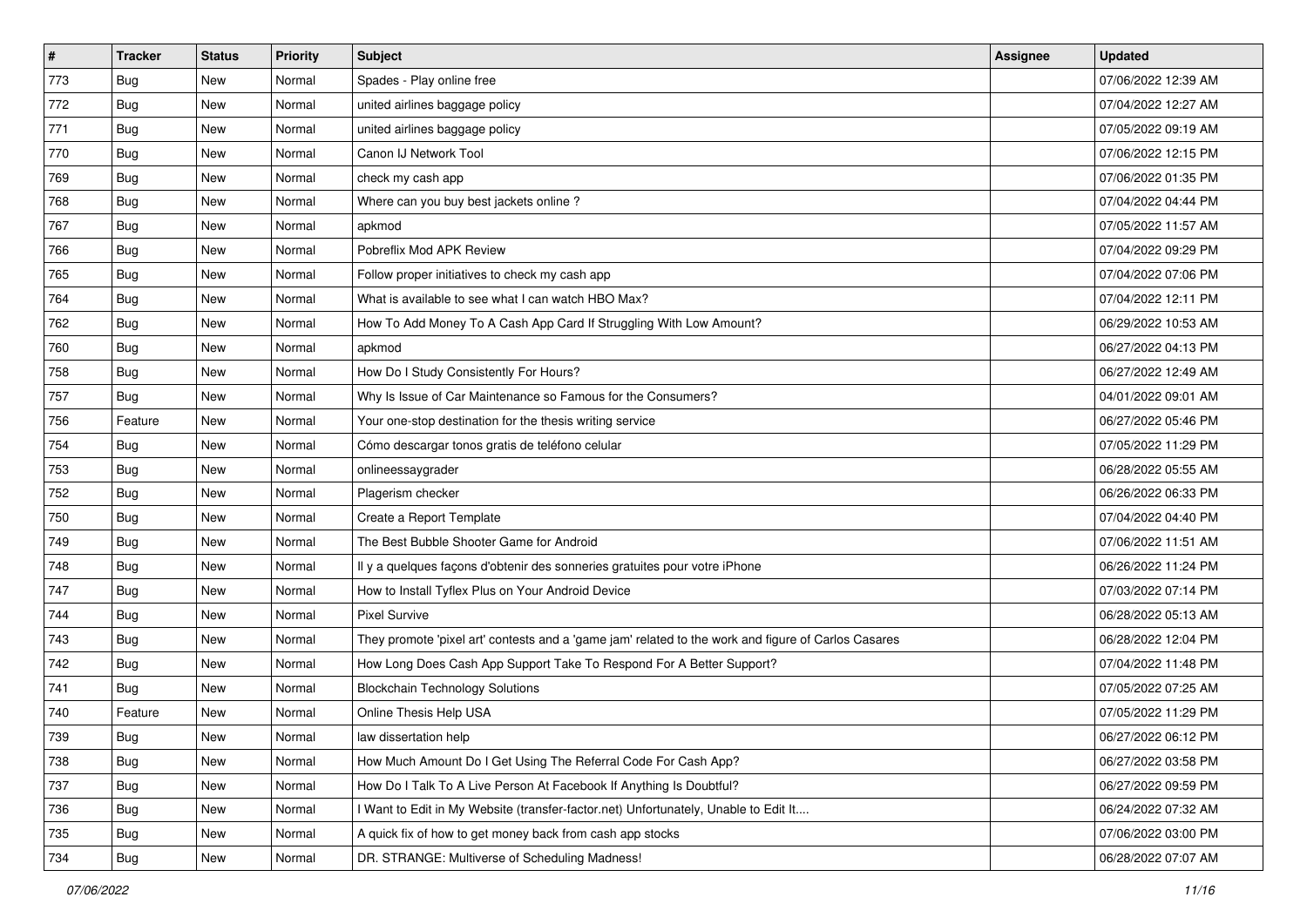| # | Tracker | Status | Priority | Subject | Assignee | Updated |
| --- | --- | --- | --- | --- | --- | --- |
| 773 | Bug | New | Normal | Spades - Play online free | | 07/06/2022 12:39 AM |
| 772 | Bug | New | Normal | united airlines baggage policy | | 07/04/2022 12:27 AM |
| 771 | Bug | New | Normal | united airlines baggage policy | | 07/05/2022 09:19 AM |
| 770 | Bug | New | Normal | Canon IJ Network Tool | | 07/06/2022 12:15 PM |
| 769 | Bug | New | Normal | check my cash app | | 07/06/2022 01:35 PM |
| 768 | Bug | New | Normal | Where can you buy best jackets online ? | | 07/04/2022 04:44 PM |
| 767 | Bug | New | Normal | apkmod | | 07/05/2022 11:57 AM |
| 766 | Bug | New | Normal | Pobreflix Mod APK Review | | 07/04/2022 09:29 PM |
| 765 | Bug | New | Normal | Follow proper initiatives to check my cash app | | 07/04/2022 07:06 PM |
| 764 | Bug | New | Normal | What is available to see what I can watch HBO Max? | | 07/04/2022 12:11 PM |
| 762 | Bug | New | Normal | How To Add Money To A Cash App Card If Struggling With Low Amount? | | 06/29/2022 10:53 AM |
| 760 | Bug | New | Normal | apkmod | | 06/27/2022 04:13 PM |
| 758 | Bug | New | Normal | How Do I Study Consistently For Hours? | | 06/27/2022 12:49 AM |
| 757 | Bug | New | Normal | Why Is Issue of Car Maintenance so Famous for the Consumers? | | 04/01/2022 09:01 AM |
| 756 | Feature | New | Normal | Your one-stop destination for the thesis writing service | | 06/27/2022 05:46 PM |
| 754 | Bug | New | Normal | Cómo descargar tonos gratis de teléfono celular | | 07/05/2022 11:29 PM |
| 753 | Bug | New | Normal | onlineessaygrader | | 06/28/2022 05:55 AM |
| 752 | Bug | New | Normal | Plagerism checker | | 06/26/2022 06:33 PM |
| 750 | Bug | New | Normal | Create a Report Template | | 07/04/2022 04:40 PM |
| 749 | Bug | New | Normal | The Best Bubble Shooter Game for Android | | 07/06/2022 11:51 AM |
| 748 | Bug | New | Normal | Il y a quelques façons d'obtenir des sonneries gratuites pour votre iPhone | | 06/26/2022 11:24 PM |
| 747 | Bug | New | Normal | How to Install Tyflex Plus on Your Android Device | | 07/03/2022 07:14 PM |
| 744 | Bug | New | Normal | Pixel Survive | | 06/28/2022 05:13 AM |
| 743 | Bug | New | Normal | They promote 'pixel art' contests and a 'game jam' related to the work and figure of Carlos Casares | | 06/28/2022 12:04 PM |
| 742 | Bug | New | Normal | How Long Does Cash App Support Take To Respond For A Better Support? | | 07/04/2022 11:48 PM |
| 741 | Bug | New | Normal | Blockchain Technology Solutions | | 07/05/2022 07:25 AM |
| 740 | Feature | New | Normal | Online Thesis Help USA | | 07/05/2022 11:29 PM |
| 739 | Bug | New | Normal | law dissertation help | | 06/27/2022 06:12 PM |
| 738 | Bug | New | Normal | How Much Amount Do I Get Using The Referral Code For Cash App? | | 06/27/2022 03:58 PM |
| 737 | Bug | New | Normal | How Do I Talk To A Live Person At Facebook If Anything Is Doubtful? | | 06/27/2022 09:59 PM |
| 736 | Bug | New | Normal | I Want to Edit in My Website (transfer-factor.net) Unfortunately, Unable to Edit It.... | | 06/24/2022 07:32 AM |
| 735 | Bug | New | Normal | A quick fix of how to get money back from cash app stocks | | 07/06/2022 03:00 PM |
| 734 | Bug | New | Normal | DR. STRANGE: Multiverse of Scheduling Madness! | | 06/28/2022 07:07 AM |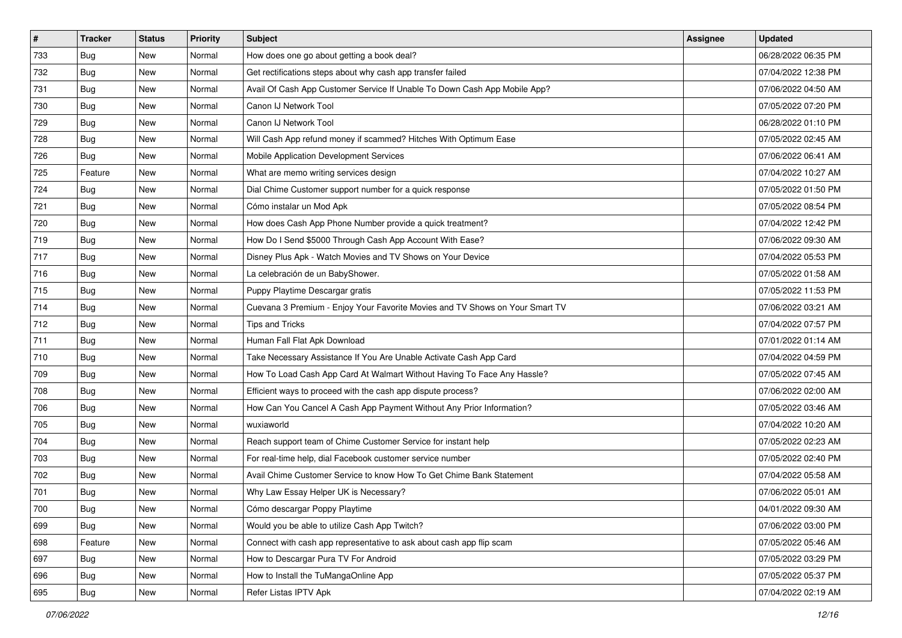| # | Tracker | Status | Priority | Subject | Assignee | Updated |
| --- | --- | --- | --- | --- | --- | --- |
| 733 | Bug | New | Normal | How does one go about getting a book deal? | | 06/28/2022 06:35 PM |
| 732 | Bug | New | Normal | Get rectifications steps about why cash app transfer failed | | 07/04/2022 12:38 PM |
| 731 | Bug | New | Normal | Avail Of Cash App Customer Service If Unable To Down Cash App Mobile App? | | 07/06/2022 04:50 AM |
| 730 | Bug | New | Normal | Canon IJ Network Tool | | 07/05/2022 07:20 PM |
| 729 | Bug | New | Normal | Canon IJ Network Tool | | 06/28/2022 01:10 PM |
| 728 | Bug | New | Normal | Will Cash App refund money if scammed? Hitches With Optimum Ease | | 07/05/2022 02:45 AM |
| 726 | Bug | New | Normal | Mobile Application Development Services | | 07/06/2022 06:41 AM |
| 725 | Feature | New | Normal | What are memo writing services design | | 07/04/2022 10:27 AM |
| 724 | Bug | New | Normal | Dial Chime Customer support number for a quick response | | 07/05/2022 01:50 PM |
| 721 | Bug | New | Normal | Cómo instalar un Mod Apk | | 07/05/2022 08:54 PM |
| 720 | Bug | New | Normal | How does Cash App Phone Number provide a quick treatment? | | 07/04/2022 12:42 PM |
| 719 | Bug | New | Normal | How Do I Send $5000 Through Cash App Account With Ease? | | 07/06/2022 09:30 AM |
| 717 | Bug | New | Normal | Disney Plus Apk - Watch Movies and TV Shows on Your Device | | 07/04/2022 05:53 PM |
| 716 | Bug | New | Normal | La celebración de un BabyShower. | | 07/05/2022 01:58 AM |
| 715 | Bug | New | Normal | Puppy Playtime Descargar gratis | | 07/05/2022 11:53 PM |
| 714 | Bug | New | Normal | Cuevana 3 Premium - Enjoy Your Favorite Movies and TV Shows on Your Smart TV | | 07/06/2022 03:21 AM |
| 712 | Bug | New | Normal | Tips and Tricks | | 07/04/2022 07:57 PM |
| 711 | Bug | New | Normal | Human Fall Flat Apk Download | | 07/01/2022 01:14 AM |
| 710 | Bug | New | Normal | Take Necessary Assistance If You Are Unable Activate Cash App Card | | 07/04/2022 04:59 PM |
| 709 | Bug | New | Normal | How To Load Cash App Card At Walmart Without Having To Face Any Hassle? | | 07/05/2022 07:45 AM |
| 708 | Bug | New | Normal | Efficient ways to proceed with the cash app dispute process? | | 07/06/2022 02:00 AM |
| 706 | Bug | New | Normal | How Can You Cancel A Cash App Payment Without Any Prior Information? | | 07/05/2022 03:46 AM |
| 705 | Bug | New | Normal | wuxiaworld | | 07/04/2022 10:20 AM |
| 704 | Bug | New | Normal | Reach support team of Chime Customer Service for instant help | | 07/05/2022 02:23 AM |
| 703 | Bug | New | Normal | For real-time help, dial Facebook customer service number | | 07/05/2022 02:40 PM |
| 702 | Bug | New | Normal | Avail Chime Customer Service to know How To Get Chime Bank Statement | | 07/04/2022 05:58 AM |
| 701 | Bug | New | Normal | Why Law Essay Helper UK is Necessary? | | 07/06/2022 05:01 AM |
| 700 | Bug | New | Normal | Cómo descargar Poppy Playtime | | 04/01/2022 09:30 AM |
| 699 | Bug | New | Normal | Would you be able to utilize Cash App Twitch? | | 07/06/2022 03:00 PM |
| 698 | Feature | New | Normal | Connect with cash app representative to ask about cash app flip scam | | 07/05/2022 05:46 AM |
| 697 | Bug | New | Normal | How to Descargar Pura TV For Android | | 07/05/2022 03:29 PM |
| 696 | Bug | New | Normal | How to Install the TuMangaOnline App | | 07/05/2022 05:37 PM |
| 695 | Bug | New | Normal | Refer Listas IPTV Apk | | 07/04/2022 02:19 AM |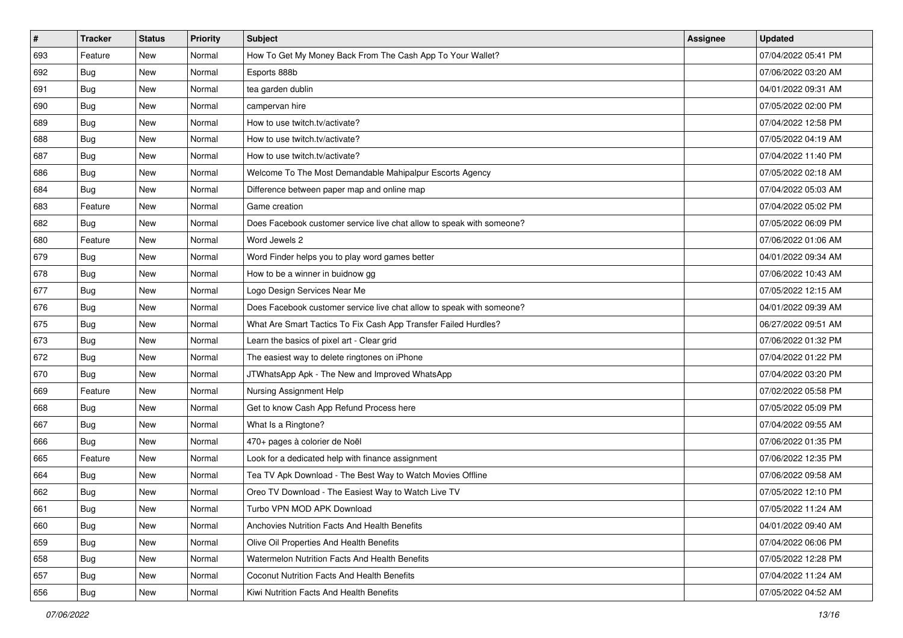| # | Tracker | Status | Priority | Subject | Assignee | Updated |
|---|---|---|---|---|---|---|
| 693 | Feature | New | Normal | How To Get My Money Back From The Cash App To Your Wallet? | | 07/04/2022 05:41 PM |
| 692 | Bug | New | Normal | Esports 888b | | 07/06/2022 03:20 AM |
| 691 | Bug | New | Normal | tea garden dublin | | 04/01/2022 09:31 AM |
| 690 | Bug | New | Normal | campervan hire | | 07/05/2022 02:00 PM |
| 689 | Bug | New | Normal | How to use twitch.tv/activate? | | 07/04/2022 12:58 PM |
| 688 | Bug | New | Normal | How to use twitch.tv/activate? | | 07/05/2022 04:19 AM |
| 687 | Bug | New | Normal | How to use twitch.tv/activate? | | 07/04/2022 11:40 PM |
| 686 | Bug | New | Normal | Welcome To The Most Demandable Mahipalpur Escorts Agency | | 07/05/2022 02:18 AM |
| 684 | Bug | New | Normal | Difference between paper map and online map | | 07/04/2022 05:03 AM |
| 683 | Feature | New | Normal | Game creation | | 07/04/2022 05:02 PM |
| 682 | Bug | New | Normal | Does Facebook customer service live chat allow to speak with someone? | | 07/05/2022 06:09 PM |
| 680 | Feature | New | Normal | Word Jewels 2 | | 07/06/2022 01:06 AM |
| 679 | Bug | New | Normal | Word Finder helps you to play word games better | | 04/01/2022 09:34 AM |
| 678 | Bug | New | Normal | How to be a winner in buidnow gg | | 07/06/2022 10:43 AM |
| 677 | Bug | New | Normal | Logo Design Services Near Me | | 07/05/2022 12:15 AM |
| 676 | Bug | New | Normal | Does Facebook customer service live chat allow to speak with someone? | | 04/01/2022 09:39 AM |
| 675 | Bug | New | Normal | What Are Smart Tactics To Fix Cash App Transfer Failed Hurdles? | | 06/27/2022 09:51 AM |
| 673 | Bug | New | Normal | Learn the basics of pixel art - Clear grid | | 07/06/2022 01:32 PM |
| 672 | Bug | New | Normal | The easiest way to delete ringtones on iPhone | | 07/04/2022 01:22 PM |
| 670 | Bug | New | Normal | JTWhatsApp Apk - The New and Improved WhatsApp | | 07/04/2022 03:20 PM |
| 669 | Feature | New | Normal | Nursing Assignment Help | | 07/02/2022 05:58 PM |
| 668 | Bug | New | Normal | Get to know Cash App Refund Process here | | 07/05/2022 05:09 PM |
| 667 | Bug | New | Normal | What Is a Ringtone? | | 07/04/2022 09:55 AM |
| 666 | Bug | New | Normal | 470+ pages à colorier de Noël | | 07/06/2022 01:35 PM |
| 665 | Feature | New | Normal | Look for a dedicated help with finance assignment | | 07/06/2022 12:35 PM |
| 664 | Bug | New | Normal | Tea TV Apk Download - The Best Way to Watch Movies Offline | | 07/06/2022 09:58 AM |
| 662 | Bug | New | Normal | Oreo TV Download - The Easiest Way to Watch Live TV | | 07/05/2022 12:10 PM |
| 661 | Bug | New | Normal | Turbo VPN MOD APK Download | | 07/05/2022 11:24 AM |
| 660 | Bug | New | Normal | Anchovies Nutrition Facts And Health Benefits | | 04/01/2022 09:40 AM |
| 659 | Bug | New | Normal | Olive Oil Properties And Health Benefits | | 07/04/2022 06:06 PM |
| 658 | Bug | New | Normal | Watermelon Nutrition Facts And Health Benefits | | 07/05/2022 12:28 PM |
| 657 | Bug | New | Normal | Coconut Nutrition Facts And Health Benefits | | 07/04/2022 11:24 AM |
| 656 | Bug | New | Normal | Kiwi Nutrition Facts And Health Benefits | | 07/05/2022 04:52 AM |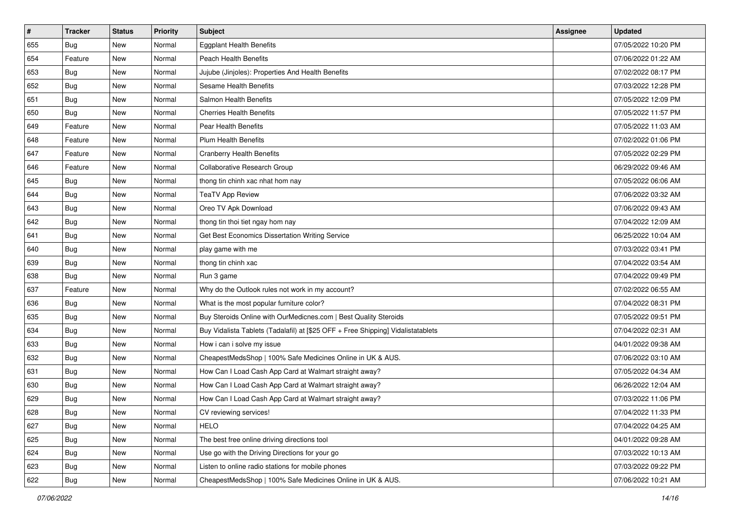| # | Tracker | Status | Priority | Subject | Assignee | Updated |
|---|---|---|---|---|---|---|
| 655 | Bug | New | Normal | Eggplant Health Benefits | | 07/05/2022 10:20 PM |
| 654 | Feature | New | Normal | Peach Health Benefits | | 07/06/2022 01:22 AM |
| 653 | Bug | New | Normal | Jujube (Jinjoles): Properties And Health Benefits | | 07/02/2022 08:17 PM |
| 652 | Bug | New | Normal | Sesame Health Benefits | | 07/03/2022 12:28 PM |
| 651 | Bug | New | Normal | Salmon Health Benefits | | 07/05/2022 12:09 PM |
| 650 | Bug | New | Normal | Cherries Health Benefits | | 07/05/2022 11:57 PM |
| 649 | Feature | New | Normal | Pear Health Benefits | | 07/05/2022 11:03 AM |
| 648 | Feature | New | Normal | Plum Health Benefits | | 07/02/2022 01:06 PM |
| 647 | Feature | New | Normal | Cranberry Health Benefits | | 07/05/2022 02:29 PM |
| 646 | Feature | New | Normal | Collaborative Research Group | | 06/29/2022 09:46 AM |
| 645 | Bug | New | Normal | thong tin chinh xac nhat hom nay | | 07/05/2022 06:06 AM |
| 644 | Bug | New | Normal | TeaTV App Review | | 07/06/2022 03:32 AM |
| 643 | Bug | New | Normal | Oreo TV Apk Download | | 07/06/2022 09:43 AM |
| 642 | Bug | New | Normal | thong tin thoi tiet ngay hom nay | | 07/04/2022 12:09 AM |
| 641 | Bug | New | Normal | Get Best Economics Dissertation Writing Service | | 06/25/2022 10:04 AM |
| 640 | Bug | New | Normal | play game with me | | 07/03/2022 03:41 PM |
| 639 | Bug | New | Normal | thong tin chinh xac | | 07/04/2022 03:54 AM |
| 638 | Bug | New | Normal | Run 3 game | | 07/04/2022 09:49 PM |
| 637 | Feature | New | Normal | Why do the Outlook rules not work in my account? | | 07/02/2022 06:55 AM |
| 636 | Bug | New | Normal | What is the most popular furniture color? | | 07/04/2022 08:31 PM |
| 635 | Bug | New | Normal | Buy Steroids Online with OurMedicnes.com \| Best Quality Steroids | | 07/05/2022 09:51 PM |
| 634 | Bug | New | Normal | Buy Vidalista Tablets (Tadalafil) at [$25 OFF + Free Shipping] Vidalistatablets | | 07/04/2022 02:31 AM |
| 633 | Bug | New | Normal | How i can i solve my issue | | 04/01/2022 09:38 AM |
| 632 | Bug | New | Normal | CheapestMedsShop \| 100% Safe Medicines Online in UK & AUS. | | 07/06/2022 03:10 AM |
| 631 | Bug | New | Normal | How Can I Load Cash App Card at Walmart straight away? | | 07/05/2022 04:34 AM |
| 630 | Bug | New | Normal | How Can I Load Cash App Card at Walmart straight away? | | 06/26/2022 12:04 AM |
| 629 | Bug | New | Normal | How Can I Load Cash App Card at Walmart straight away? | | 07/03/2022 11:06 PM |
| 628 | Bug | New | Normal | CV reviewing services! | | 07/04/2022 11:33 PM |
| 627 | Bug | New | Normal | HELO | | 07/04/2022 04:25 AM |
| 625 | Bug | New | Normal | The best free online driving directions tool | | 04/01/2022 09:28 AM |
| 624 | Bug | New | Normal | Use go with the Driving Directions for your go | | 07/03/2022 10:13 AM |
| 623 | Bug | New | Normal | Listen to online radio stations for mobile phones | | 07/03/2022 09:22 PM |
| 622 | Bug | New | Normal | CheapestMedsShop \| 100% Safe Medicines Online in UK & AUS. | | 07/06/2022 10:21 AM |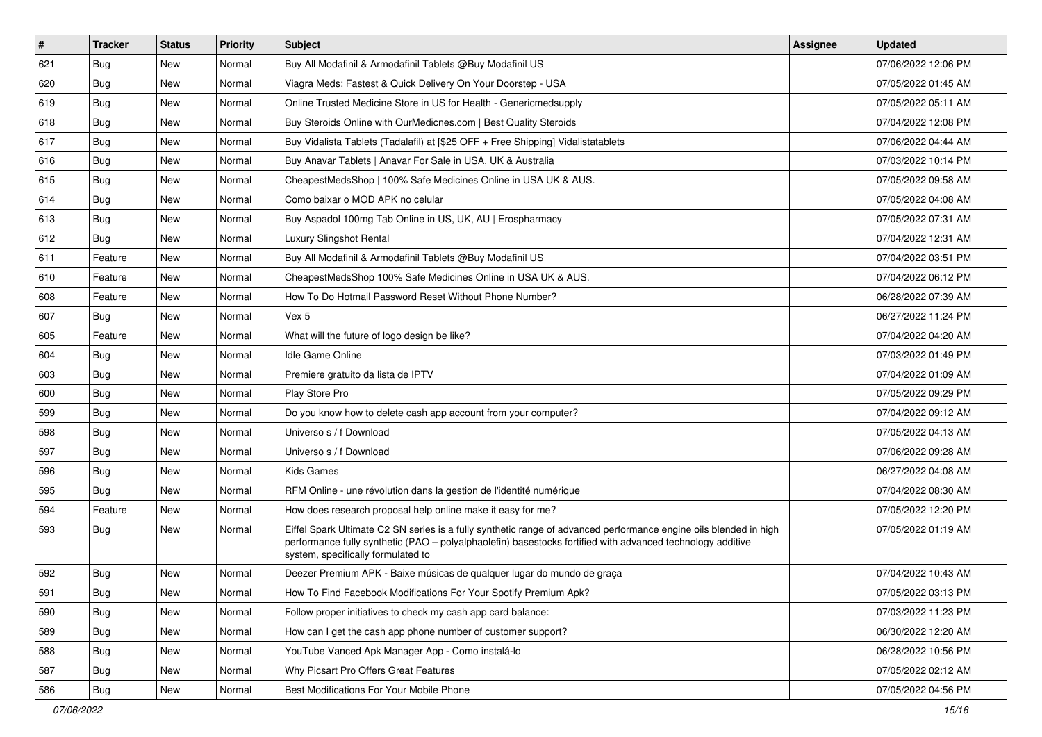| # | Tracker | Status | Priority | Subject | Assignee | Updated |
|---|---|---|---|---|---|---|
| 621 | Bug | New | Normal | Buy All Modafinil & Armodafinil Tablets @Buy Modafinil US | | 07/06/2022 12:06 PM |
| 620 | Bug | New | Normal | Viagra Meds: Fastest & Quick Delivery On Your Doorstep - USA | | 07/05/2022 01:45 AM |
| 619 | Bug | New | Normal | Online Trusted Medicine Store in US for Health - Genericmedsupply | | 07/05/2022 05:11 AM |
| 618 | Bug | New | Normal | Buy Steroids Online with OurMedicnes.com \| Best Quality Steroids | | 07/04/2022 12:08 PM |
| 617 | Bug | New | Normal | Buy Vidalista Tablets (Tadalafil) at [$25 OFF + Free Shipping] Vidalistatablets | | 07/06/2022 04:44 AM |
| 616 | Bug | New | Normal | Buy Anavar Tablets \| Anavar For Sale in USA, UK & Australia | | 07/03/2022 10:14 PM |
| 615 | Bug | New | Normal | CheapestMedsShop \| 100% Safe Medicines Online in USA UK & AUS. | | 07/05/2022 09:58 AM |
| 614 | Bug | New | Normal | Como baixar o MOD APK no celular | | 07/05/2022 04:08 AM |
| 613 | Bug | New | Normal | Buy Aspadol 100mg Tab Online in US, UK, AU \| Erospharmacy | | 07/05/2022 07:31 AM |
| 612 | Bug | New | Normal | Luxury Slingshot Rental | | 07/04/2022 12:31 AM |
| 611 | Feature | New | Normal | Buy All Modafinil & Armodafinil Tablets @Buy Modafinil US | | 07/04/2022 03:51 PM |
| 610 | Feature | New | Normal | CheapestMedsShop 100% Safe Medicines Online in USA UK & AUS. | | 07/04/2022 06:12 PM |
| 608 | Feature | New | Normal | How To Do Hotmail Password Reset Without Phone Number? | | 06/28/2022 07:39 AM |
| 607 | Bug | New | Normal | Vex 5 | | 06/27/2022 11:24 PM |
| 605 | Feature | New | Normal | What will the future of logo design be like? | | 07/04/2022 04:20 AM |
| 604 | Bug | New | Normal | Idle Game Online | | 07/03/2022 01:49 PM |
| 603 | Bug | New | Normal | Premiere gratuito da lista de IPTV | | 07/04/2022 01:09 AM |
| 600 | Bug | New | Normal | Play Store Pro | | 07/05/2022 09:29 PM |
| 599 | Bug | New | Normal | Do you know how to delete cash app account from your computer? | | 07/04/2022 09:12 AM |
| 598 | Bug | New | Normal | Universo s / f Download | | 07/05/2022 04:13 AM |
| 597 | Bug | New | Normal | Universo s / f Download | | 07/06/2022 09:28 AM |
| 596 | Bug | New | Normal | Kids Games | | 06/27/2022 04:08 AM |
| 595 | Bug | New | Normal | RFM Online - une révolution dans la gestion de l'identité numérique | | 07/04/2022 08:30 AM |
| 594 | Feature | New | Normal | How does research proposal help online make it easy for me? | | 07/05/2022 12:20 PM |
| 593 | Bug | New | Normal | Eiffel Spark Ultimate C2 SN series is a fully synthetic range of advanced performance engine oils blended in high performance fully synthetic (PAO – polyalphaolefin) basestocks fortified with advanced technology additive system, specifically formulated to | | 07/05/2022 01:19 AM |
| 592 | Bug | New | Normal | Deezer Premium APK - Baixe músicas de qualquer lugar do mundo de graça | | 07/04/2022 10:43 AM |
| 591 | Bug | New | Normal | How To Find Facebook Modifications For Your Spotify Premium Apk? | | 07/05/2022 03:13 PM |
| 590 | Bug | New | Normal | Follow proper initiatives to check my cash app card balance: | | 07/03/2022 11:23 PM |
| 589 | Bug | New | Normal | How can I get the cash app phone number of customer support? | | 06/30/2022 12:20 AM |
| 588 | Bug | New | Normal | YouTube Vanced Apk Manager App - Como instalá-lo | | 06/28/2022 10:56 PM |
| 587 | Bug | New | Normal | Why Picsart Pro Offers Great Features | | 07/05/2022 02:12 AM |
| 586 | Bug | New | Normal | Best Modifications For Your Mobile Phone | | 07/05/2022 04:56 PM |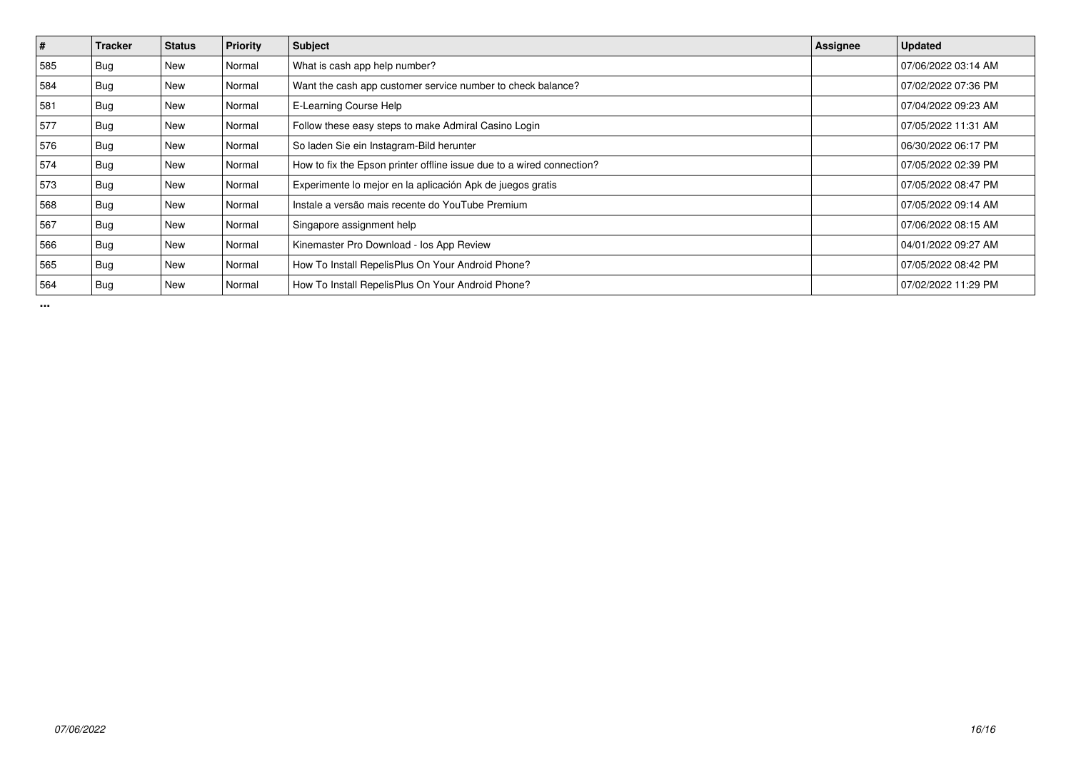| # | Tracker | Status | Priority | Subject | Assignee | Updated |
|---|---|---|---|---|---|---|
| 585 | Bug | New | Normal | What is cash app help number? | | 07/06/2022 03:14 AM |
| 584 | Bug | New | Normal | Want the cash app customer service number to check balance? | | 07/02/2022 07:36 PM |
| 581 | Bug | New | Normal | E-Learning Course Help | | 07/04/2022 09:23 AM |
| 577 | Bug | New | Normal | Follow these easy steps to make Admiral Casino Login | | 07/05/2022 11:31 AM |
| 576 | Bug | New | Normal | So laden Sie ein Instagram-Bild herunter | | 06/30/2022 06:17 PM |
| 574 | Bug | New | Normal | How to fix the Epson printer offline issue due to a wired connection? | | 07/05/2022 02:39 PM |
| 573 | Bug | New | Normal | Experimente lo mejor en la aplicación Apk de juegos gratis | | 07/05/2022 08:47 PM |
| 568 | Bug | New | Normal | Instale a versão mais recente do YouTube Premium | | 07/05/2022 09:14 AM |
| 567 | Bug | New | Normal | Singapore assignment help | | 07/06/2022 08:15 AM |
| 566 | Bug | New | Normal | Kinemaster Pro Download - Ios App Review | | 04/01/2022 09:27 AM |
| 565 | Bug | New | Normal | How To Install RepelisPlus On Your Android Phone? | | 07/05/2022 08:42 PM |
| 564 | Bug | New | Normal | How To Install RepelisPlus On Your Android Phone? | | 07/02/2022 11:29 PM |

...